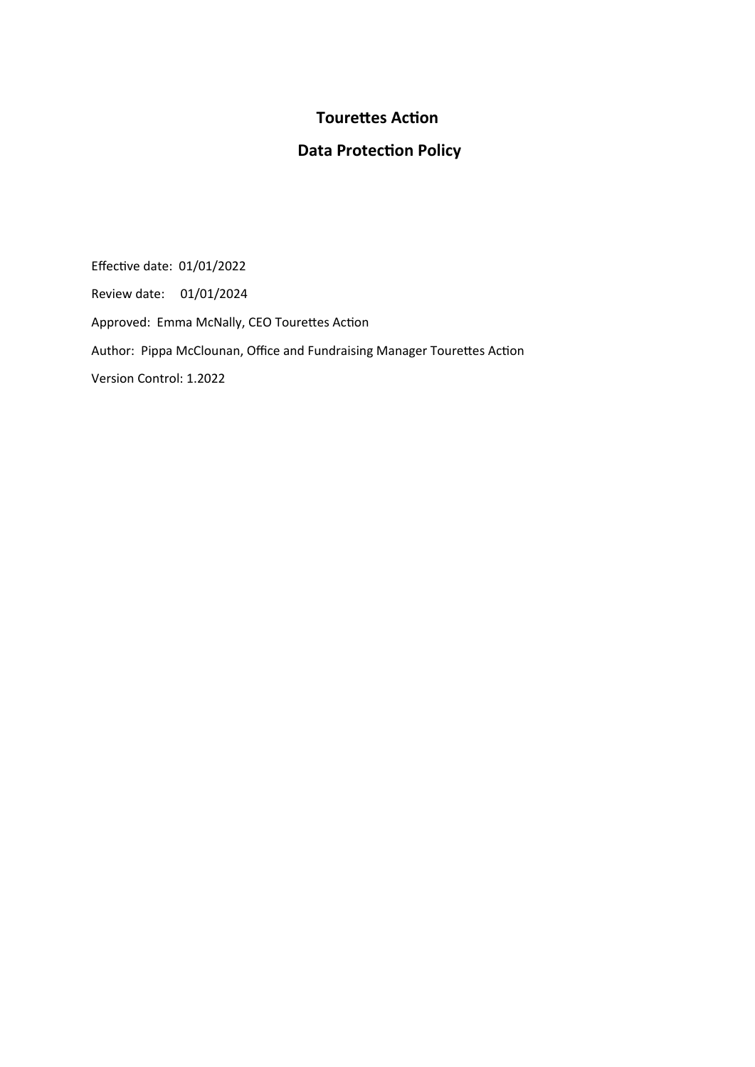# Tourettes Action

## Data Protection Policy

Effective date: 01/01/2022

Review date: 01/01/2024

Approved: Emma McNally, CEO Tourettes Action

Author: Pippa McClounan, Office and Fundraising Manager Tourettes Action

Version Control: 1.2022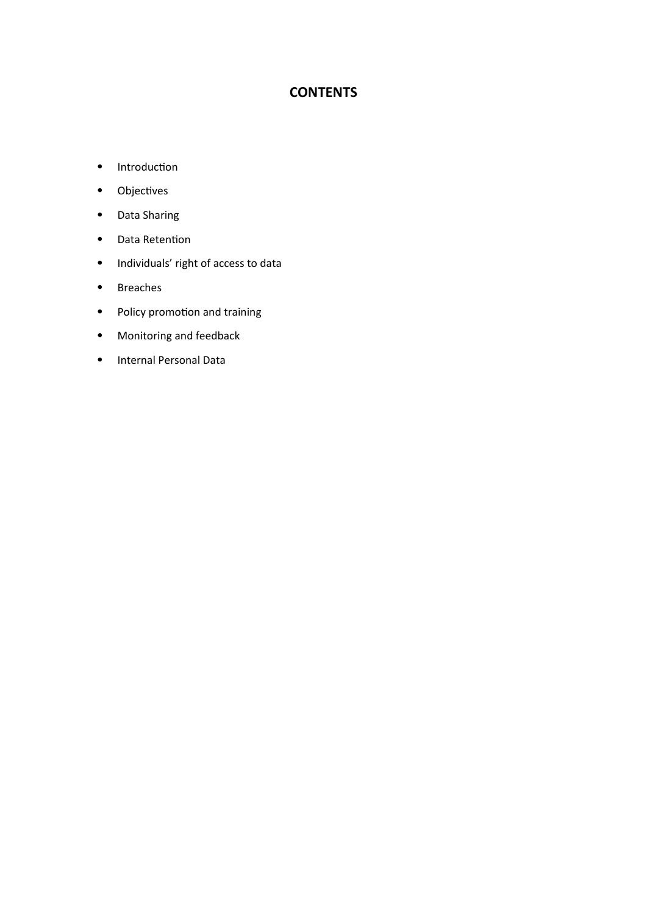# CONTENTS

- Introduction
- Objectives
- Data Sharing
- Data Retention
- Individuals' right of access to data
- Breaches
- Policy promotion and training
- Monitoring and feedback
- Internal Personal Data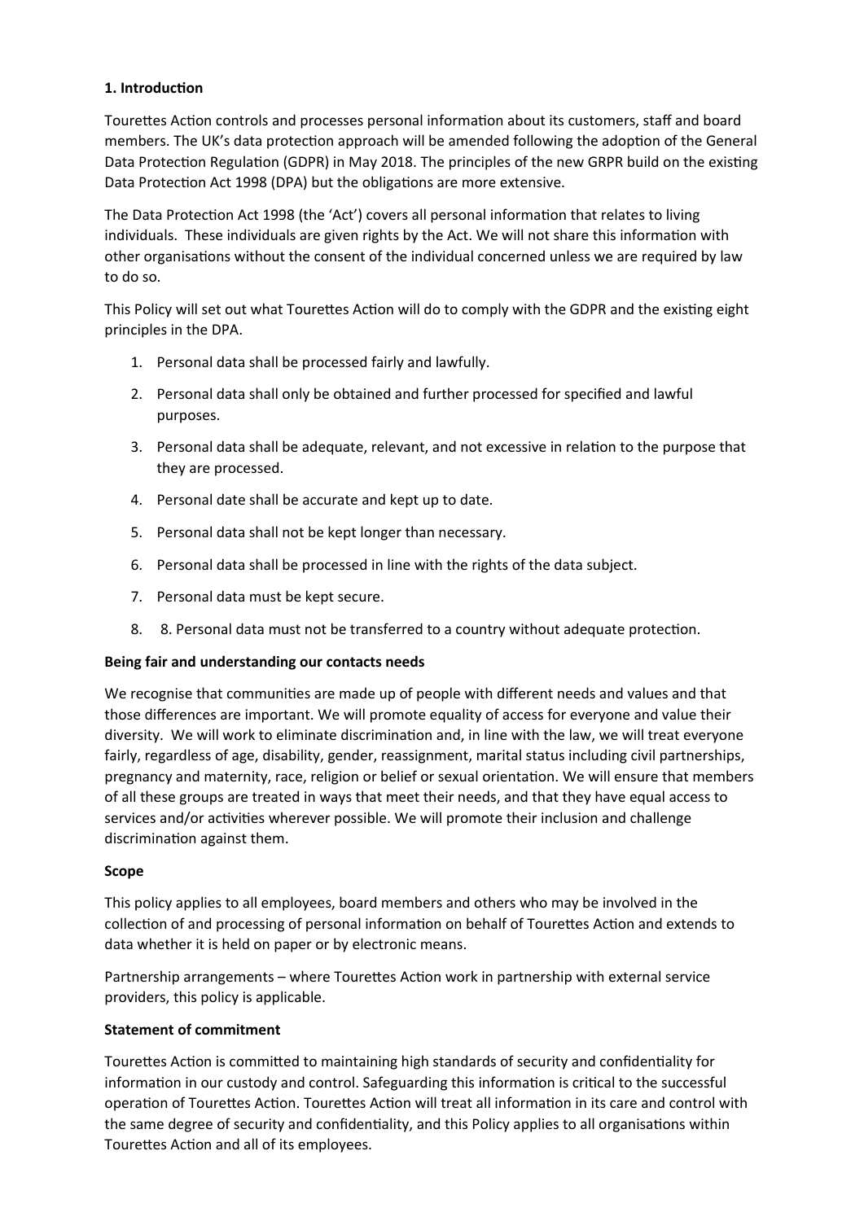**1. Introduction**

Tourettes Action controls and processes personal information about its customers, staff and board members. The UK's data protection approach will be amended following the adoption of the General Data Protection Regulation (GDPR) in May 2018. The principles of the new GRPR build on the existing Data Protection Act 1998 (DPA) but the obligations are more extensive.

The Data Protection Act 1998 (the 'Act') covers all personal information that relates to living individuals. These individuals are given rights by the Act. We will not share this information with other organisations without the consent of the individual concerned unless we are required by law to do so.

This Policy will set out what Tourettes Action will do to comply with the GDPR and the existing eight principles in the DPA.

1. Personal data shall be processed fairly and lawfully.
2. Personal data shall only be obtained and further processed for specified and lawful purposes.
3. Personal data shall be adequate, relevant, and not excessive in relation to the purpose that they are processed.
4. Personal date shall be accurate and kept up to date.
5. Personal data shall not be kept longer than necessary.
6. Personal data shall be processed in line with the rights of the data subject.
7. Personal data must be kept secure.
8. 8. Personal data must not be transferred to a country without adequate protection.

**Being fair and understanding our contacts needs**

We recognise that communities are made up of people with different needs and values and that those differences are important. We will promote equality of access for everyone and value their diversity. We will work to eliminate discrimination and, in line with the law, we will treat everyone fairly, regardless of age, disability, gender, reassignment, marital status including civil partnerships, pregnancy and maternity, race, religion or belief or sexual orientation. We will ensure that members of all these groups are treated in ways that meet their needs, and that they have equal access to services and/or activities wherever possible. We will promote their inclusion and challenge discrimination against them.

**Scope**

This policy applies to all employees, board members and others who may be involved in the collection of and processing of personal information on behalf of Tourettes Action and extends to data whether it is held on paper or by electronic means.

Partnership arrangements – where Tourettes Action work in partnership with external service providers, this policy is applicable.

**Statement of commitment**

Tourettes Action is committed to maintaining high standards of security and confidentiality for information in our custody and control. Safeguarding this information is critical to the successful operation of Tourettes Action. Tourettes Action will treat all information in its care and control with the same degree of security and confidentiality, and this Policy applies to all organisations within Tourettes Action and all of its employees.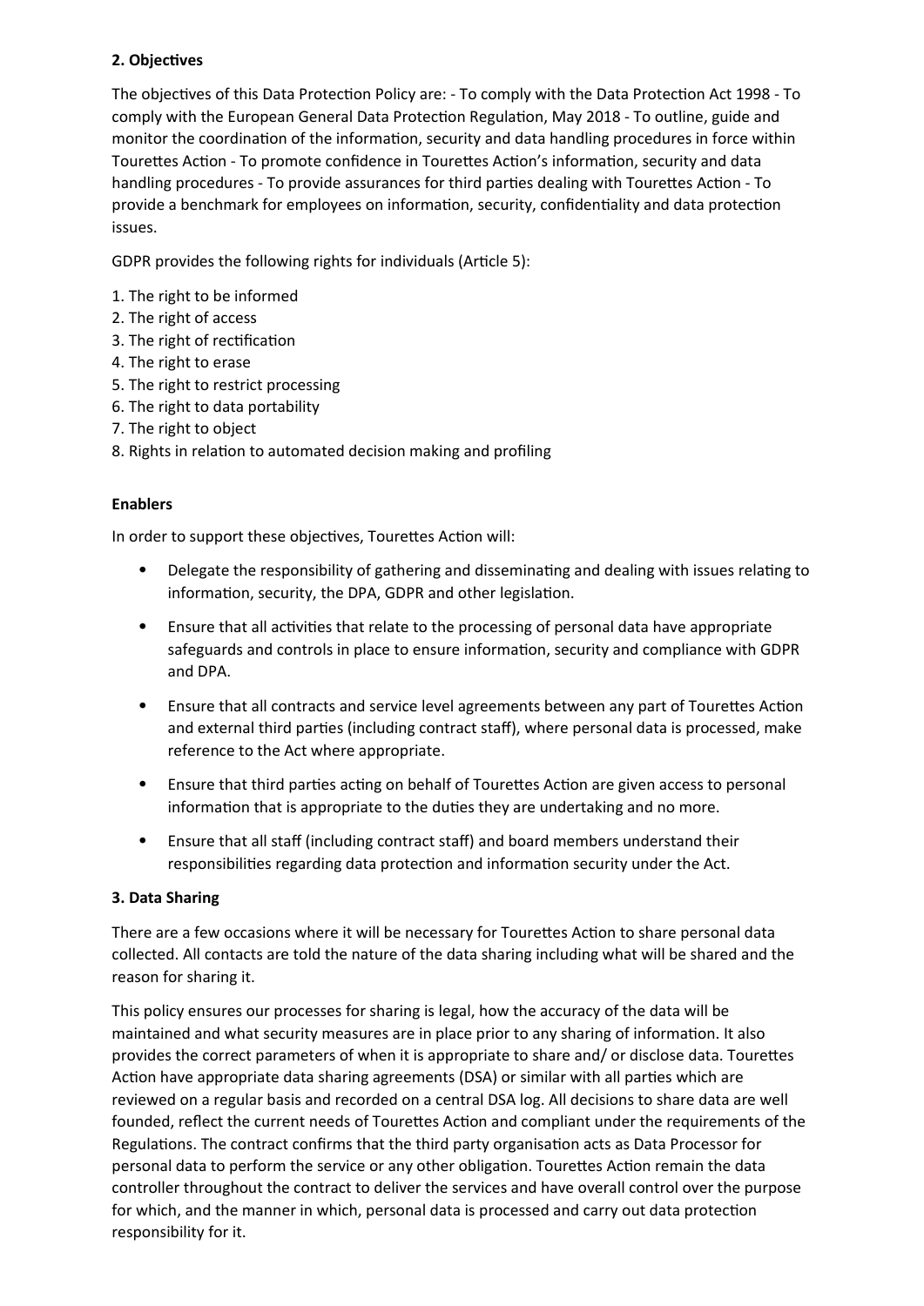**2. Objectives**

The objectives of this Data Protection Policy are: - To comply with the Data Protection Act 1998 - To comply with the European General Data Protection Regulation, May 2018 - To outline, guide and monitor the coordination of the information, security and data handling procedures in force within Tourettes Action - To promote confidence in Tourettes Action's information, security and data handling procedures - To provide assurances for third parties dealing with Tourettes Action - To provide a benchmark for employees on information, security, confidentiality and data protection issues.

GDPR provides the following rights for individuals (Article 5):

1. The right to be informed
2. The right of access
3. The right of rectification
4. The right to erase
5. The right to restrict processing
6. The right to data portability
7. The right to object
8. Rights in relation to automated decision making and profiling

**Enablers**

In order to support these objectives, Tourettes Action will:

- Delegate the responsibility of gathering and disseminating and dealing with issues relating to information, security, the DPA, GDPR and other legislation.
- Ensure that all activities that relate to the processing of personal data have appropriate safeguards and controls in place to ensure information, security and compliance with GDPR and DPA.
- Ensure that all contracts and service level agreements between any part of Tourettes Action and external third parties (including contract staff), where personal data is processed, make reference to the Act where appropriate.
- Ensure that third parties acting on behalf of Tourettes Action are given access to personal information that is appropriate to the duties they are undertaking and no more.
- Ensure that all staff (including contract staff) and board members understand their responsibilities regarding data protection and information security under the Act.

**3. Data Sharing**

There are a few occasions where it will be necessary for Tourettes Action to share personal data collected. All contacts are told the nature of the data sharing including what will be shared and the reason for sharing it.

This policy ensures our processes for sharing is legal, how the accuracy of the data will be maintained and what security measures are in place prior to any sharing of information. It also provides the correct parameters of when it is appropriate to share and/ or disclose data. Tourettes Action have appropriate data sharing agreements (DSA) or similar with all parties which are reviewed on a regular basis and recorded on a central DSA log. All decisions to share data are well founded, reflect the current needs of Tourettes Action and compliant under the requirements of the Regulations. The contract confirms that the third party organisation acts as Data Processor for personal data to perform the service or any other obligation. Tourettes Action remain the data controller throughout the contract to deliver the services and have overall control over the purpose for which, and the manner in which, personal data is processed and carry out data protection responsibility for it.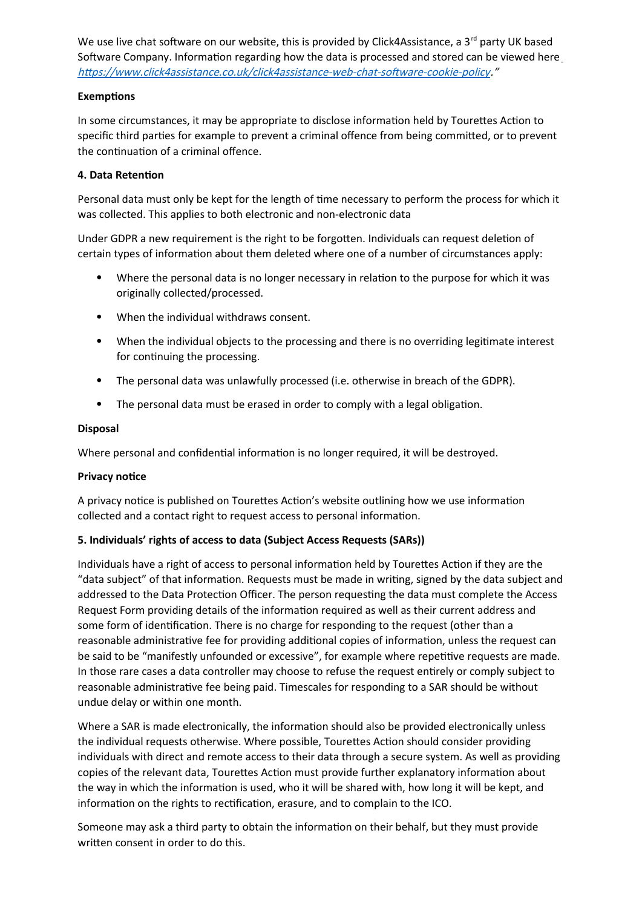We use live chat software on our website, this is provided by Click4Assistance, a 3rd party UK based Software Company. Information regarding how the data is processed and stored can be viewed here *https://www.click4assistance.co.uk/click4assistance-web-chat-software-cookie-policy*."

**Exemptions**

In some circumstances, it may be appropriate to disclose information held by Tourettes Action to specific third parties for example to prevent a criminal offence from being committed, or to prevent the continuation of a criminal offence.

**4. Data Retention**

Personal data must only be kept for the length of time necessary to perform the process for which it was collected. This applies to both electronic and non-electronic data

Under GDPR a new requirement is the right to be forgotten. Individuals can request deletion of certain types of information about them deleted where one of a number of circumstances apply:

- Where the personal data is no longer necessary in relation to the purpose for which it was originally collected/processed.
- When the individual withdraws consent.
- When the individual objects to the processing and there is no overriding legitimate interest for continuing the processing.
- The personal data was unlawfully processed (i.e. otherwise in breach of the GDPR).
- The personal data must be erased in order to comply with a legal obligation.

**Disposal**

Where personal and confidential information is no longer required, it will be destroyed.

**Privacy notice**

A privacy notice is published on Tourettes Action's website outlining how we use information collected and a contact right to request access to personal information.

**5. Individuals' rights of access to data (Subject Access Requests (SARs))**

Individuals have a right of access to personal information held by Tourettes Action if they are the "data subject" of that information. Requests must be made in writing, signed by the data subject and addressed to the Data Protection Officer. The person requesting the data must complete the Access Request Form providing details of the information required as well as their current address and some form of identification. There is no charge for responding to the request (other than a reasonable administrative fee for providing additional copies of information, unless the request can be said to be "manifestly unfounded or excessive", for example where repetitive requests are made. In those rare cases a data controller may choose to refuse the request entirely or comply subject to reasonable administrative fee being paid. Timescales for responding to a SAR should be without undue delay or within one month.

Where a SAR is made electronically, the information should also be provided electronically unless the individual requests otherwise. Where possible, Tourettes Action should consider providing individuals with direct and remote access to their data through a secure system. As well as providing copies of the relevant data, Tourettes Action must provide further explanatory information about the way in which the information is used, who it will be shared with, how long it will be kept, and information on the rights to rectification, erasure, and to complain to the ICO.

Someone may ask a third party to obtain the information on their behalf, but they must provide written consent in order to do this.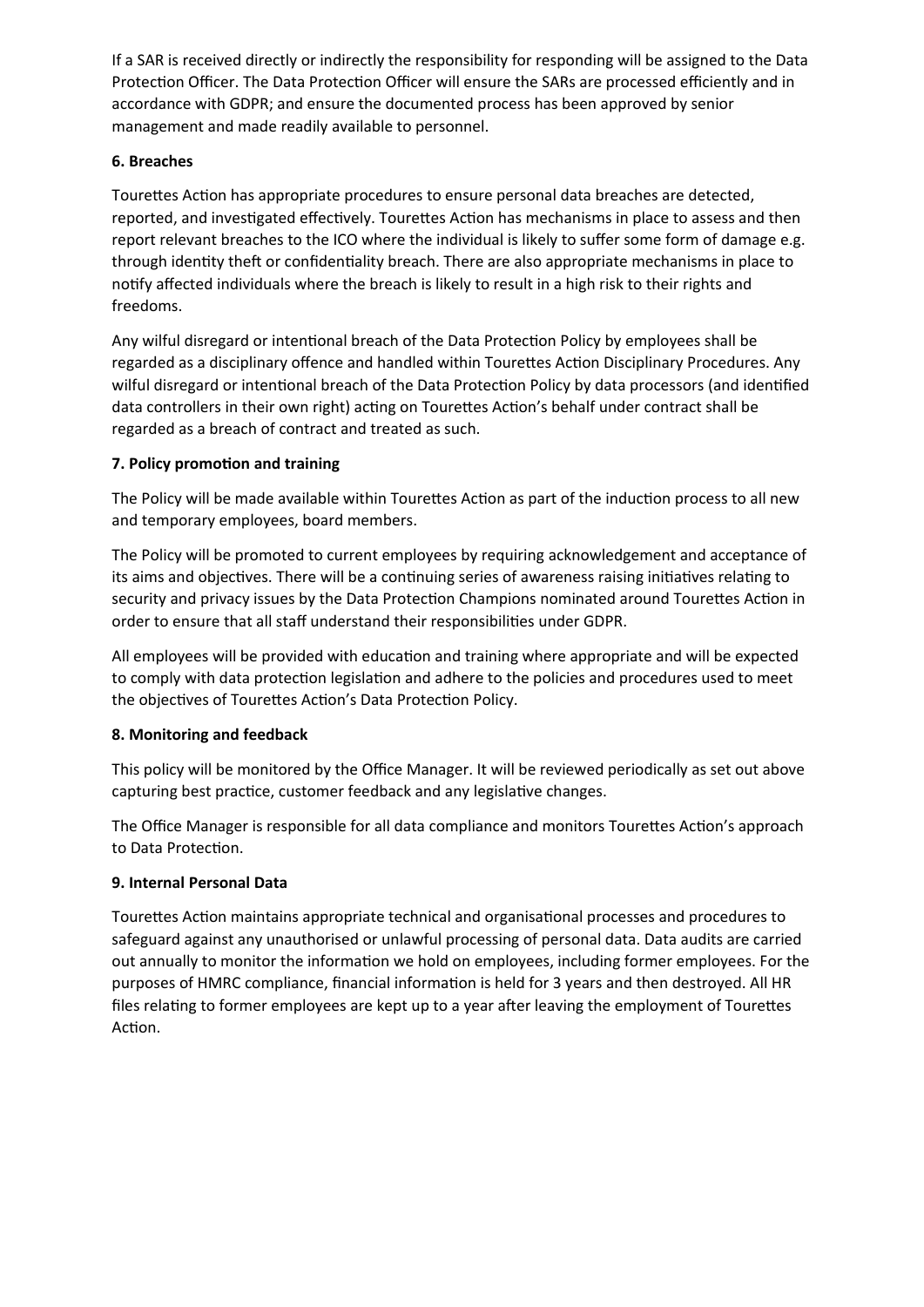If a SAR is received directly or indirectly the responsibility for responding will be assigned to the Data Protection Officer. The Data Protection Officer will ensure the SARs are processed efficiently and in accordance with GDPR; and ensure the documented process has been approved by senior management and made readily available to personnel.

**6. Breaches**

Tourettes Action has appropriate procedures to ensure personal data breaches are detected, reported, and investigated effectively. Tourettes Action has mechanisms in place to assess and then report relevant breaches to the ICO where the individual is likely to suffer some form of damage e.g. through identity theft or confidentiality breach. There are also appropriate mechanisms in place to notify affected individuals where the breach is likely to result in a high risk to their rights and freedoms.

Any wilful disregard or intentional breach of the Data Protection Policy by employees shall be regarded as a disciplinary offence and handled within Tourettes Action Disciplinary Procedures. Any wilful disregard or intentional breach of the Data Protection Policy by data processors (and identified data controllers in their own right) acting on Tourettes Action's behalf under contract shall be regarded as a breach of contract and treated as such.

**7. Policy promotion and training**

The Policy will be made available within Tourettes Action as part of the induction process to all new and temporary employees, board members.

The Policy will be promoted to current employees by requiring acknowledgement and acceptance of its aims and objectives. There will be a continuing series of awareness raising initiatives relating to security and privacy issues by the Data Protection Champions nominated around Tourettes Action in order to ensure that all staff understand their responsibilities under GDPR.

All employees will be provided with education and training where appropriate and will be expected to comply with data protection legislation and adhere to the policies and procedures used to meet the objectives of Tourettes Action's Data Protection Policy.

**8. Monitoring and feedback**

This policy will be monitored by the Office Manager. It will be reviewed periodically as set out above capturing best practice, customer feedback and any legislative changes.

The Office Manager is responsible for all data compliance and monitors Tourettes Action's approach to Data Protection.

**9. Internal Personal Data**

Tourettes Action maintains appropriate technical and organisational processes and procedures to safeguard against any unauthorised or unlawful processing of personal data. Data audits are carried out annually to monitor the information we hold on employees, including former employees. For the purposes of HMRC compliance, financial information is held for 3 years and then destroyed. All HR files relating to former employees are kept up to a year after leaving the employment of Tourettes Action.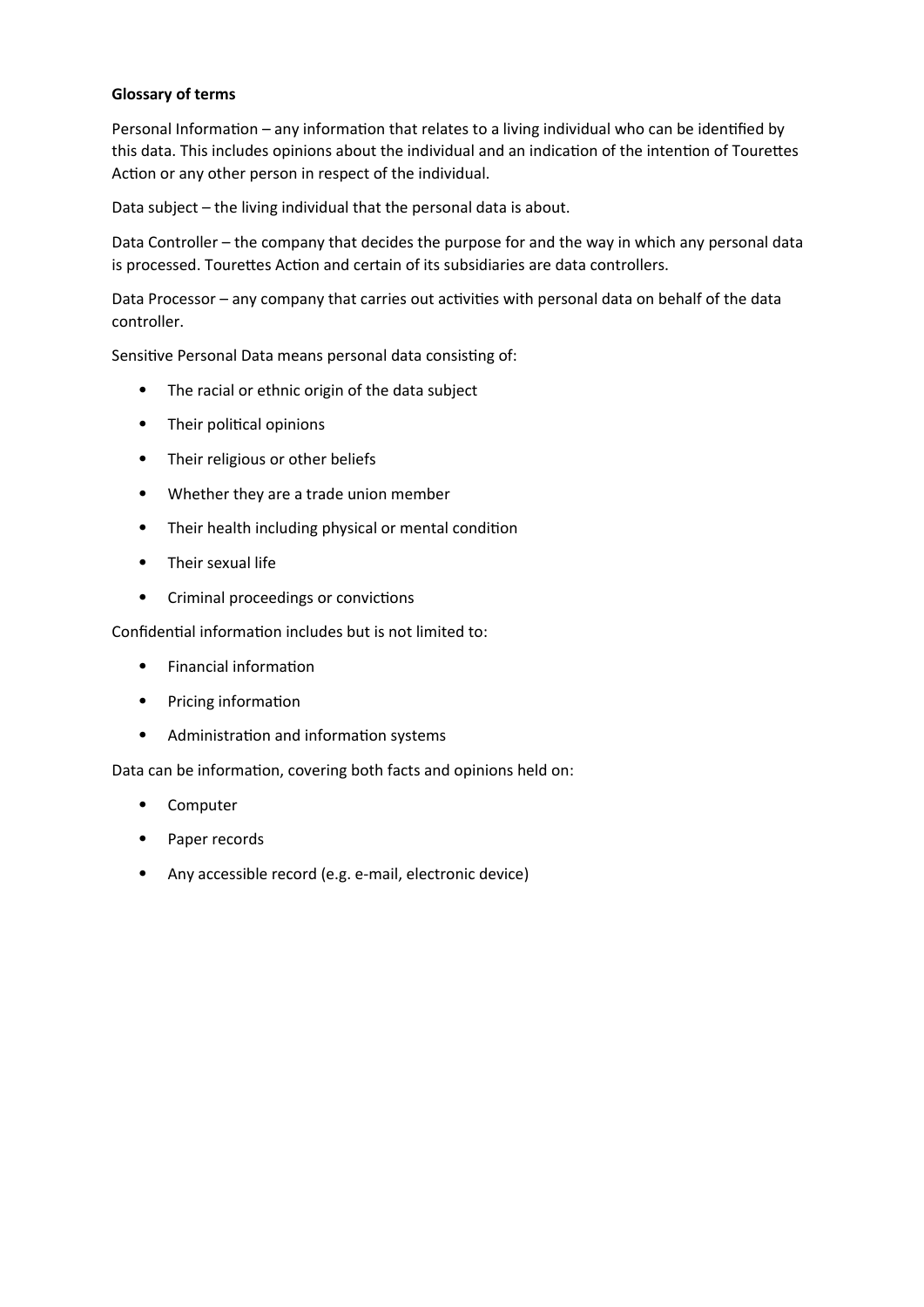**Glossary of terms**

Personal Information – any information that relates to a living individual who can be identified by this data. This includes opinions about the individual and an indication of the intention of Tourettes Action or any other person in respect of the individual.

Data subject – the living individual that the personal data is about.

Data Controller – the company that decides the purpose for and the way in which any personal data is processed. Tourettes Action and certain of its subsidiaries are data controllers.

Data Processor – any company that carries out activities with personal data on behalf of the data controller.

Sensitive Personal Data means personal data consisting of:

- The racial or ethnic origin of the data subject
- Their political opinions
- Their religious or other beliefs
- Whether they are a trade union member
- Their health including physical or mental condition
- Their sexual life
- Criminal proceedings or convictions

Confidential information includes but is not limited to:

- Financial information
- Pricing information
- Administration and information systems

Data can be information, covering both facts and opinions held on:

- Computer
- Paper records
- Any accessible record (e.g. e-mail, electronic device)